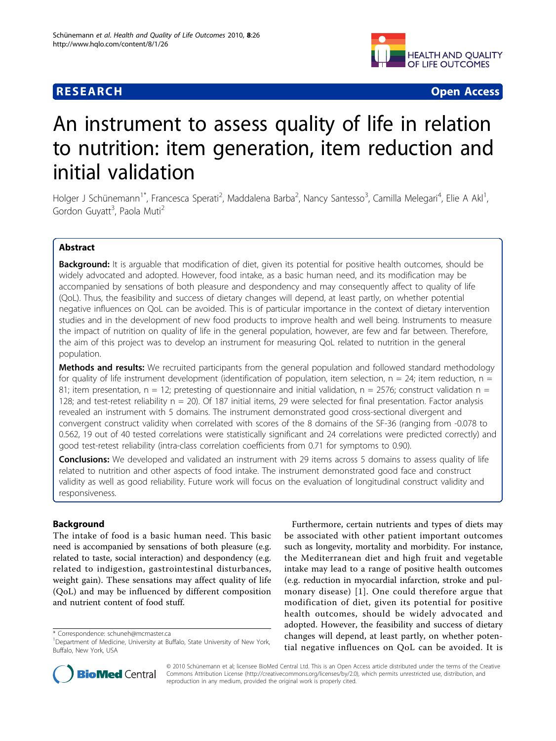**RESEARCH** **Open Access**

# An instrument to assess quality of life in relation to nutrition: item generation, item reduction and initial validation

Holger J Schünemann[1*], Francesca Sperati[2], Maddalena Barba[2], Nancy Santesso[3], Camilla Melegari[4], Elie A Akl[1], Gordon Guyatt[3], Paola Muti[2]

## Abstract

**Background:** It is arguable that modification of diet, given its potential for positive health outcomes, should be widely advocated and adopted. However, food intake, as a basic human need, and its modification may be accompanied by sensations of both pleasure and despondency and may consequently affect to quality of life (QoL). Thus, the feasibility and success of dietary changes will depend, at least partly, on whether potential negative influences on QoL can be avoided. This is of particular importance in the context of dietary intervention studies and in the development of new food products to improve health and well being. Instruments to measure the impact of nutrition on quality of life in the general population, however, are few and far between. Therefore, the aim of this project was to develop an instrument for measuring QoL related to nutrition in the general population.

**Methods and results:** We recruited participants from the general population and followed standard methodology for quality of life instrument development (identification of population, item selection, n = 24; item reduction, n = 81; item presentation, n = 12; pretesting of questionnaire and initial validation, n = 2576; construct validation n = 128; and test-retest reliability n = 20). Of 187 initial items, 29 were selected for final presentation. Factor analysis revealed an instrument with 5 domains. The instrument demonstrated good cross-sectional divergent and convergent construct validity when correlated with scores of the 8 domains of the SF-36 (ranging from -0.078 to 0.562, 19 out of 40 tested correlations were statistically significant and 24 correlations were predicted correctly) and good test-retest reliability (intra-class correlation coefficients from 0.71 for symptoms to 0.90).

**Conclusions:** We developed and validated an instrument with 29 items across 5 domains to assess quality of life related to nutrition and other aspects of food intake. The instrument demonstrated good face and construct validity as well as good reliability. Future work will focus on the evaluation of longitudinal construct validity and responsiveness.

## Background

The intake of food is a basic human need. This basic need is accompanied by sensations of both pleasure (e.g. related to taste, social interaction) and despondency (e.g. related to indigestion, gastrointestinal disturbances, weight gain). These sensations may affect quality of life (QoL) and may be influenced by different composition and nutrient content of food stuff.

Furthermore, certain nutrients and types of diets may be associated with other patient important outcomes such as longevity, mortality and morbidity. For instance, the Mediterranean diet and high fruit and vegetable intake may lead to a range of positive health outcomes (e.g. reduction in myocardial infarction, stroke and pulmonary disease) [1]. One could therefore argue that modification of diet, given its potential for positive health outcomes, should be widely advocated and adopted. However, the feasibility and success of dietary changes will depend, at least partly, on whether potential negative influences on QoL can be avoided. It is

\* Correspondence: schuneh@mcmaster.ca
[1]Department of Medicine, University at Buffalo, State University of New York, Buffalo, New York, USA

© 2010 Schünemann et al; licensee BioMed Central Ltd. This is an Open Access article distributed under the terms of the Creative Commons Attribution License (http://creativecommons.org/licenses/by/2.0), which permits unrestricted use, distribution, and reproduction in any medium, provided the original work is properly cited.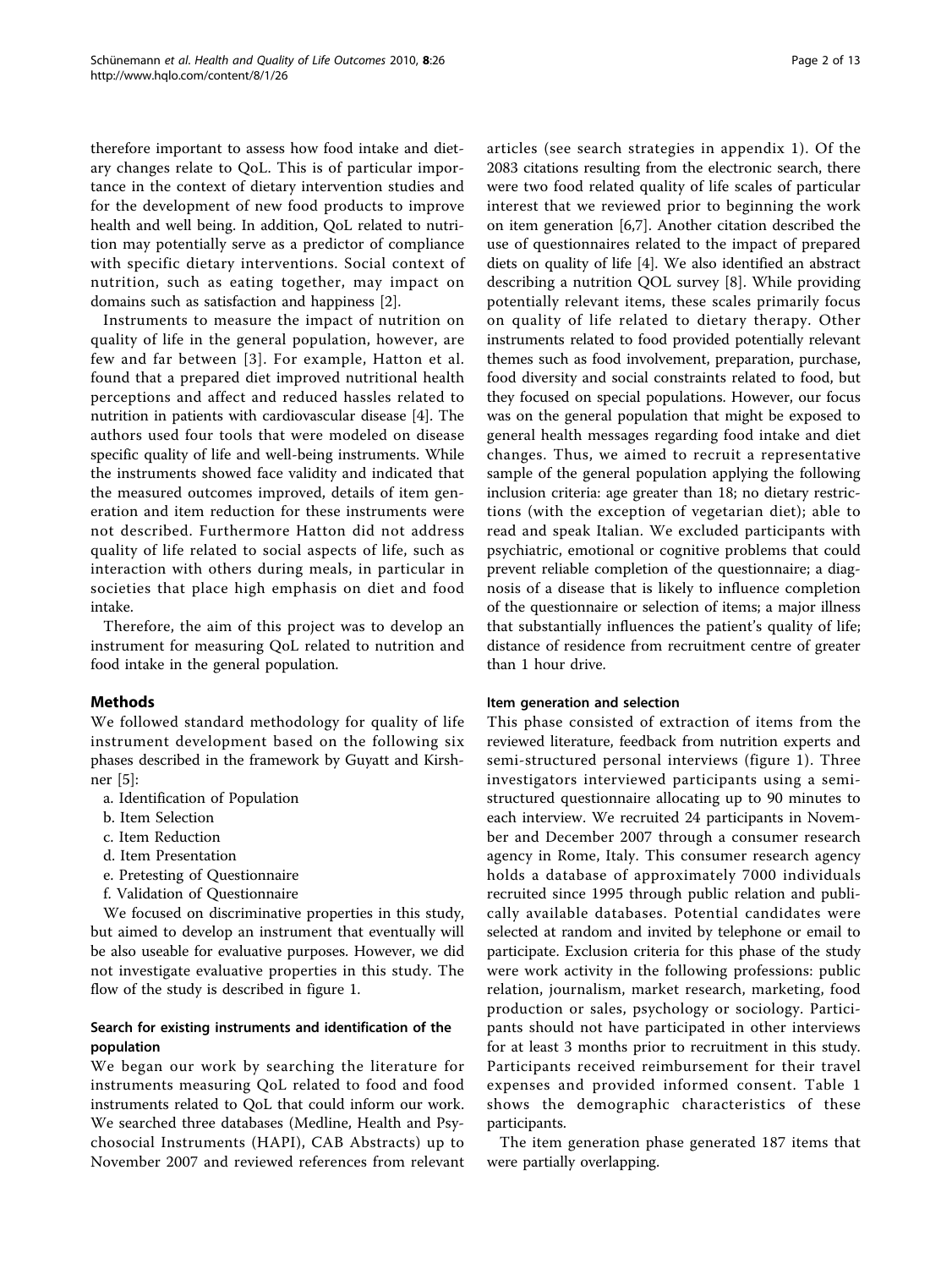therefore important to assess how food intake and dietary changes relate to QoL. This is of particular importance in the context of dietary intervention studies and for the development of new food products to improve health and well being. In addition, QoL related to nutrition may potentially serve as a predictor of compliance with specific dietary interventions. Social context of nutrition, such as eating together, may impact on domains such as satisfaction and happiness [2].

Instruments to measure the impact of nutrition on quality of life in the general population, however, are few and far between [3]. For example, Hatton et al. found that a prepared diet improved nutritional health perceptions and affect and reduced hassles related to nutrition in patients with cardiovascular disease [4]. The authors used four tools that were modeled on disease specific quality of life and well-being instruments. While the instruments showed face validity and indicated that the measured outcomes improved, details of item generation and item reduction for these instruments were not described. Furthermore Hatton did not address quality of life related to social aspects of life, such as interaction with others during meals, in particular in societies that place high emphasis on diet and food intake.

Therefore, the aim of this project was to develop an instrument for measuring QoL related to nutrition and food intake in the general population.

## Methods

We followed standard methodology for quality of life instrument development based on the following six phases described in the framework by Guyatt and Kirshner [5]:

a. Identification of Population
b. Item Selection
c. Item Reduction
d. Item Presentation
e. Pretesting of Questionnaire
f. Validation of Questionnaire

We focused on discriminative properties in this study, but aimed to develop an instrument that eventually will be also useable for evaluative purposes. However, we did not investigate evaluative properties in this study. The flow of the study is described in figure 1.

### Search for existing instruments and identification of the population

We began our work by searching the literature for instruments measuring QoL related to food and food instruments related to QoL that could inform our work. We searched three databases (Medline, Health and Psychosocial Instruments (HAPI), CAB Abstracts) up to November 2007 and reviewed references from relevant articles (see search strategies in appendix 1). Of the 2083 citations resulting from the electronic search, there were two food related quality of life scales of particular interest that we reviewed prior to beginning the work on item generation [6,7]. Another citation described the use of questionnaires related to the impact of prepared diets on quality of life [4]. We also identified an abstract describing a nutrition QOL survey [8]. While providing potentially relevant items, these scales primarily focus on quality of life related to dietary therapy. Other instruments related to food provided potentially relevant themes such as food involvement, preparation, purchase, food diversity and social constraints related to food, but they focused on special populations. However, our focus was on the general population that might be exposed to general health messages regarding food intake and diet changes. Thus, we aimed to recruit a representative sample of the general population applying the following inclusion criteria: age greater than 18; no dietary restrictions (with the exception of vegetarian diet); able to read and speak Italian. We excluded participants with psychiatric, emotional or cognitive problems that could prevent reliable completion of the questionnaire; a diagnosis of a disease that is likely to influence completion of the questionnaire or selection of items; a major illness that substantially influences the patient's quality of life; distance of residence from recruitment centre of greater than 1 hour drive.

### Item generation and selection

This phase consisted of extraction of items from the reviewed literature, feedback from nutrition experts and semi-structured personal interviews (figure 1). Three investigators interviewed participants using a semi-structured questionnaire allocating up to 90 minutes to each interview. We recruited 24 participants in November and December 2007 through a consumer research agency in Rome, Italy. This consumer research agency holds a database of approximately 7000 individuals recruited since 1995 through public relation and publically available databases. Potential candidates were selected at random and invited by telephone or email to participate. Exclusion criteria for this phase of the study were work activity in the following professions: public relation, journalism, market research, marketing, food production or sales, psychology or sociology. Participants should not have participated in other interviews for at least 3 months prior to recruitment in this study. Participants received reimbursement for their travel expenses and provided informed consent. Table 1 shows the demographic characteristics of these participants.

The item generation phase generated 187 items that were partially overlapping.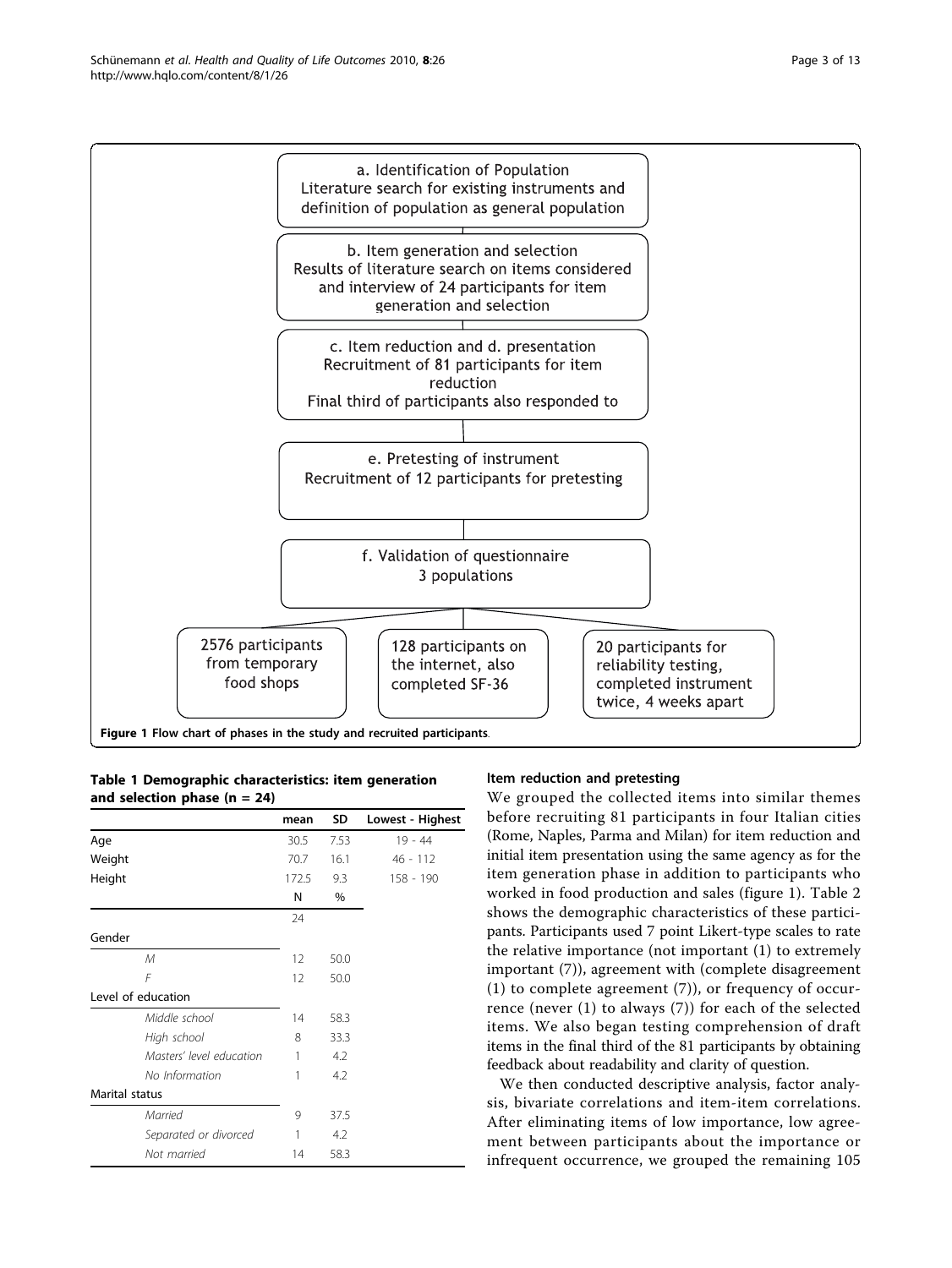a. Identification of Population
Literature search for existing instruments and definition of population as general population

b. Item generation and selection
Results of literature search on items considered and interview of 24 participants for item generation and selection

c. Item reduction and d. presentation
Recruitment of 81 participants for item reduction
Final third of participants also responded to

e. Pretesting of instrument
Recruitment of 12 participants for pretesting

f. Validation of questionnaire
3 populations

2576 participants from temporary food shops

128 participants on the internet, also completed SF-36

20 participants for reliability testing, completed instrument twice, 4 weeks apart

**Figure 1 Flow chart of phases in the study and recruited participants**.

**Table 1 Demographic characteristics: item generation and selection phase (n = 24)**

| | mean | SD | Lowest - Highest |
|---|---|---|---|
| Age | 30.5 | 7.53 | 19 - 44 |
| Weight | 70.7 | 16.1 | 46 - 112 |
| Height | 172.5 | 9.3 | 158 - 190 |
| | N | % | |
| | 24 | | |
| Gender | | | |
| *M* | 12 | 50.0 | |
| *F* | 12 | 50.0 | |
| Level of education | | | |
| *Middle school* | 14 | 58.3 | |
| *High school* | 8 | 33.3 | |
| *Masters' level education* | 1 | 4.2 | |
| *No Information* | 1 | 4.2 | |
| Marital status | | | |
| *Married* | 9 | 37.5 | |
| *Separated or divorced* | 1 | 4.2 | |
| *Not married* | 14 | 58.3 | |

### Item reduction and pretesting

We grouped the collected items into similar themes before recruiting 81 participants in four Italian cities (Rome, Naples, Parma and Milan) for item reduction and initial item presentation using the same agency as for the item generation phase in addition to participants who worked in food production and sales (figure 1). Table 2 shows the demographic characteristics of these participants. Participants used 7 point Likert-type scales to rate the relative importance (not important (1) to extremely important (7)), agreement with (complete disagreement (1) to complete agreement (7)), or frequency of occurrence (never (1) to always (7)) for each of the selected items. We also began testing comprehension of draft items in the final third of the 81 participants by obtaining feedback about readability and clarity of question.

We then conducted descriptive analysis, factor analysis, bivariate correlations and item-item correlations. After eliminating items of low importance, low agreement between participants about the importance or infrequent occurrence, we grouped the remaining 105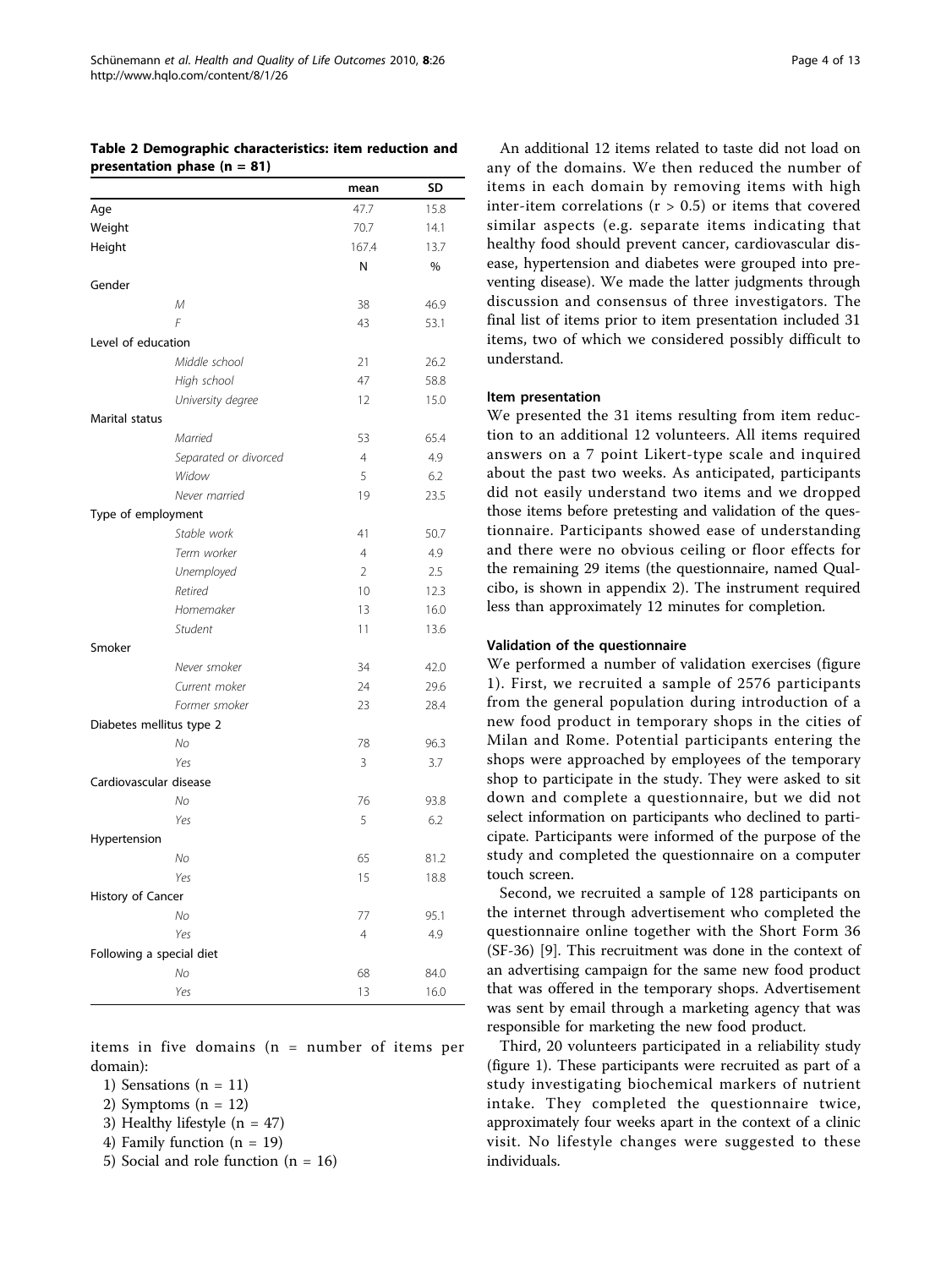**Table 2 Demographic characteristics: item reduction and presentation phase (n = 81)**

| | | mean | SD |
|---|---|---|---|
| Age | | 47.7 | 15.8 |
| Weight | | 70.7 | 14.1 |
| Height | | 167.4 | 13.7 |
| | | N | % |
| Gender | | | |
| | *M* | 38 | 46.9 |
| | *F* | 43 | 53.1 |
| Level of education | | | |
| | *Middle school* | 21 | 26.2 |
| | *High school* | 47 | 58.8 |
| | *University degree* | 12 | 15.0 |
| Marital status | | | |
| | *Married* | 53 | 65.4 |
| | *Separated or divorced* | 4 | 4.9 |
| | *Widow* | 5 | 6.2 |
| | *Never married* | 19 | 23.5 |
| Type of employment | | | |
| | *Stable work* | 41 | 50.7 |
| | *Term worker* | 4 | 4.9 |
| | *Unemployed* | 2 | 2.5 |
| | *Retired* | 10 | 12.3 |
| | *Homemaker* | 13 | 16.0 |
| | *Student* | 11 | 13.6 |
| Smoker | | | |
| | *Never smoker* | 34 | 42.0 |
| | *Current moker* | 24 | 29.6 |
| | *Former smoker* | 23 | 28.4 |
| Diabetes mellitus type 2 | | | |
| | *No* | 78 | 96.3 |
| | *Yes* | 3 | 3.7 |
| Cardiovascular disease | | | |
| | *No* | 76 | 93.8 |
| | *Yes* | 5 | 6.2 |
| Hypertension | | | |
| | *No* | 65 | 81.2 |
| | *Yes* | 15 | 18.8 |
| History of Cancer | | | |
| | *No* | 77 | 95.1 |
| | *Yes* | 4 | 4.9 |
| Following a special diet | | | |
| | *No* | 68 | 84.0 |
| | *Yes* | 13 | 16.0 |

items in five domains (n = number of items per domain):

1) Sensations (n = 11)
2) Symptoms (n = 12)
3) Healthy lifestyle (n = 47)
4) Family function (n = 19)
5) Social and role function (n = 16)

An additional 12 items related to taste did not load on any of the domains. We then reduced the number of items in each domain by removing items with high inter-item correlations ($r > 0.5$) or items that covered similar aspects (e.g. separate items indicating that healthy food should prevent cancer, cardiovascular disease, hypertension and diabetes were grouped into preventing disease). We made the latter judgments through discussion and consensus of three investigators. The final list of items prior to item presentation included 31 items, two of which we considered possibly difficult to understand.

### Item presentation

We presented the 31 items resulting from item reduction to an additional 12 volunteers. All items required answers on a 7 point Likert-type scale and inquired about the past two weeks. As anticipated, participants did not easily understand two items and we dropped those items before pretesting and validation of the questionnaire. Participants showed ease of understanding and there were no obvious ceiling or floor effects for the remaining 29 items (the questionnaire, named Qualcibo, is shown in appendix 2). The instrument required less than approximately 12 minutes for completion.

### Validation of the questionnaire

We performed a number of validation exercises (figure 1). First, we recruited a sample of 2576 participants from the general population during introduction of a new food product in temporary shops in the cities of Milan and Rome. Potential participants entering the shops were approached by employees of the temporary shop to participate in the study. They were asked to sit down and complete a questionnaire, but we did not select information on participants who declined to participate. Participants were informed of the purpose of the study and completed the questionnaire on a computer touch screen.

Second, we recruited a sample of 128 participants on the internet through advertisement who completed the questionnaire online together with the Short Form 36 (SF-36) [9]. This recruitment was done in the context of an advertising campaign for the same new food product that was offered in the temporary shops. Advertisement was sent by email through a marketing agency that was responsible for marketing the new food product.

Third, 20 volunteers participated in a reliability study (figure 1). These participants were recruited as part of a study investigating biochemical markers of nutrient intake. They completed the questionnaire twice, approximately four weeks apart in the context of a clinic visit. No lifestyle changes were suggested to these individuals.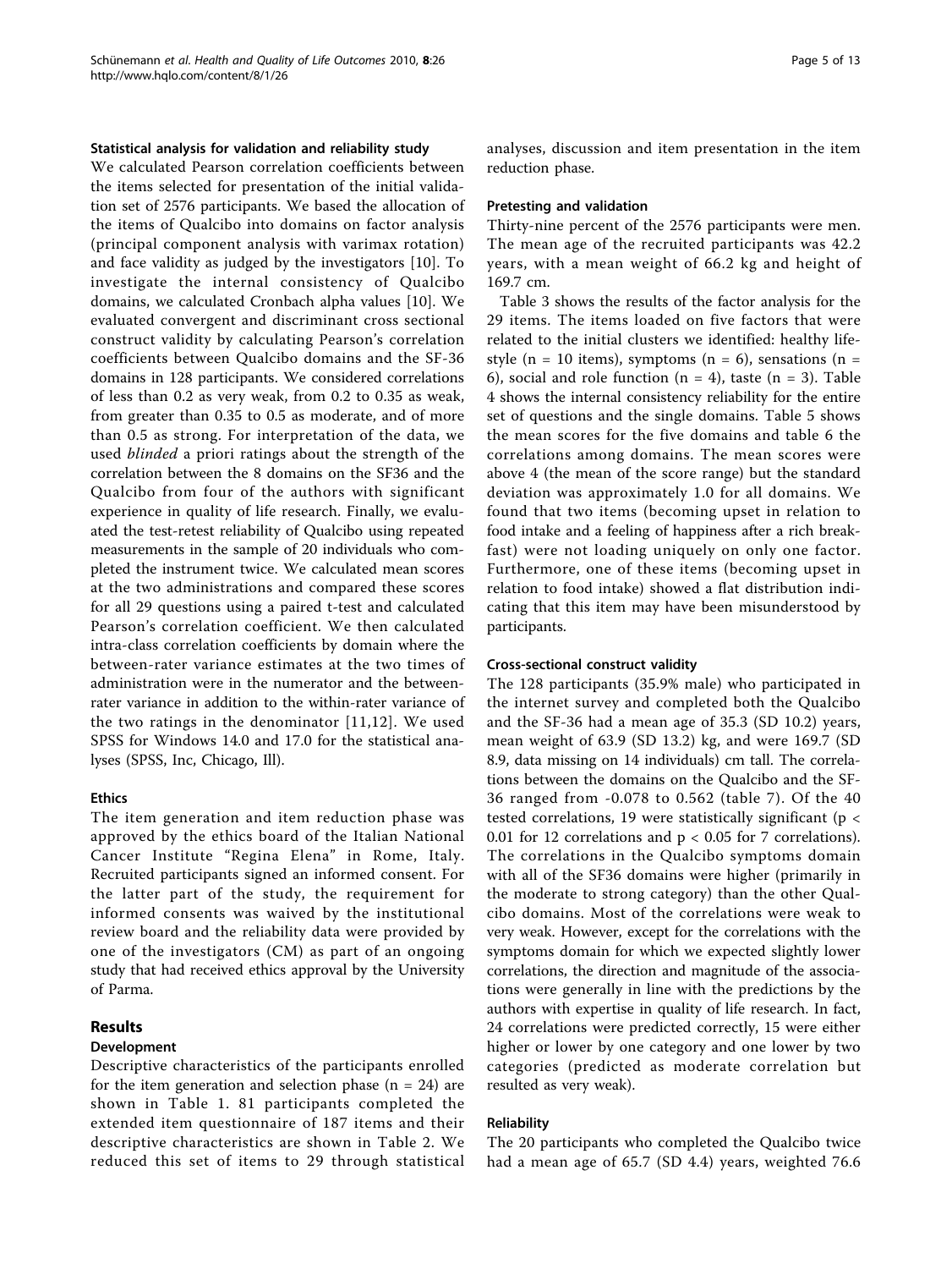### Statistical analysis for validation and reliability study

We calculated Pearson correlation coefficients between the items selected for presentation of the initial validation set of 2576 participants. We based the allocation of the items of Qualcibo into domains on factor analysis (principal component analysis with varimax rotation) and face validity as judged by the investigators [10]. To investigate the internal consistency of Qualcibo domains, we calculated Cronbach alpha values [10]. We evaluated convergent and discriminant cross sectional construct validity by calculating Pearson's correlation coefficients between Qualcibo domains and the SF-36 domains in 128 participants. We considered correlations of less than 0.2 as very weak, from 0.2 to 0.35 as weak, from greater than 0.35 to 0.5 as moderate, and of more than 0.5 as strong. For interpretation of the data, we used *blinded* a priori ratings about the strength of the correlation between the 8 domains on the SF36 and the Qualcibo from four of the authors with significant experience in quality of life research. Finally, we evaluated the test-retest reliability of Qualcibo using repeated measurements in the sample of 20 individuals who completed the instrument twice. We calculated mean scores at the two administrations and compared these scores for all 29 questions using a paired t-test and calculated Pearson's correlation coefficient. We then calculated intra-class correlation coefficients by domain where the between-rater variance estimates at the two times of administration were in the numerator and the between-rater variance in addition to the within-rater variance of the two ratings in the denominator [11,12]. We used SPSS for Windows 14.0 and 17.0 for the statistical analyses (SPSS, Inc, Chicago, Ill).

### Ethics

The item generation and item reduction phase was approved by the ethics board of the Italian National Cancer Institute "Regina Elena" in Rome, Italy. Recruited participants signed an informed consent. For the latter part of the study, the requirement for informed consents was waived by the institutional review board and the reliability data were provided by one of the investigators (CM) as part of an ongoing study that had received ethics approval by the University of Parma.

## Results

### Development

Descriptive characteristics of the participants enrolled for the item generation and selection phase (n = 24) are shown in Table 1. 81 participants completed the extended item questionnaire of 187 items and their descriptive characteristics are shown in Table 2. We reduced this set of items to 29 through statistical analyses, discussion and item presentation in the item reduction phase.

### Pretesting and validation

Thirty-nine percent of the 2576 participants were men. The mean age of the recruited participants was 42.2 years, with a mean weight of 66.2 kg and height of 169.7 cm.

Table 3 shows the results of the factor analysis for the 29 items. The items loaded on five factors that were related to the initial clusters we identified: healthy lifestyle (n = 10 items), symptoms (n = 6), sensations (n = 6), social and role function (n = 4), taste (n = 3). Table 4 shows the internal consistency reliability for the entire set of questions and the single domains. Table 5 shows the mean scores for the five domains and table 6 the correlations among domains. The mean scores were above 4 (the mean of the score range) but the standard deviation was approximately 1.0 for all domains. We found that two items (becoming upset in relation to food intake and a feeling of happiness after a rich breakfast) were not loading uniquely on only one factor. Furthermore, one of these items (becoming upset in relation to food intake) showed a flat distribution indicating that this item may have been misunderstood by participants.

### Cross-sectional construct validity

The 128 participants (35.9% male) who participated in the internet survey and completed both the Qualcibo and the SF-36 had a mean age of 35.3 (SD 10.2) years, mean weight of 63.9 (SD 13.2) kg, and were 169.7 (SD 8.9, data missing on 14 individuals) cm tall. The correlations between the domains on the Qualcibo and the SF-36 ranged from -0.078 to 0.562 (table 7). Of the 40 tested correlations, 19 were statistically significant ($p < 0.01$ for 12 correlations and $p < 0.05$ for 7 correlations). The correlations in the Qualcibo symptoms domain with all of the SF36 domains were higher (primarily in the moderate to strong category) than the other Qualcibo domains. Most of the correlations were weak to very weak. However, except for the correlations with the symptoms domain for which we expected slightly lower correlations, the direction and magnitude of the associations were generally in line with the predictions by the authors with expertise in quality of life research. In fact, 24 correlations were predicted correctly, 15 were either higher or lower by one category and one lower by two categories (predicted as moderate correlation but resulted as very weak).

### Reliability

The 20 participants who completed the Qualcibo twice had a mean age of 65.7 (SD 4.4) years, weighted 76.6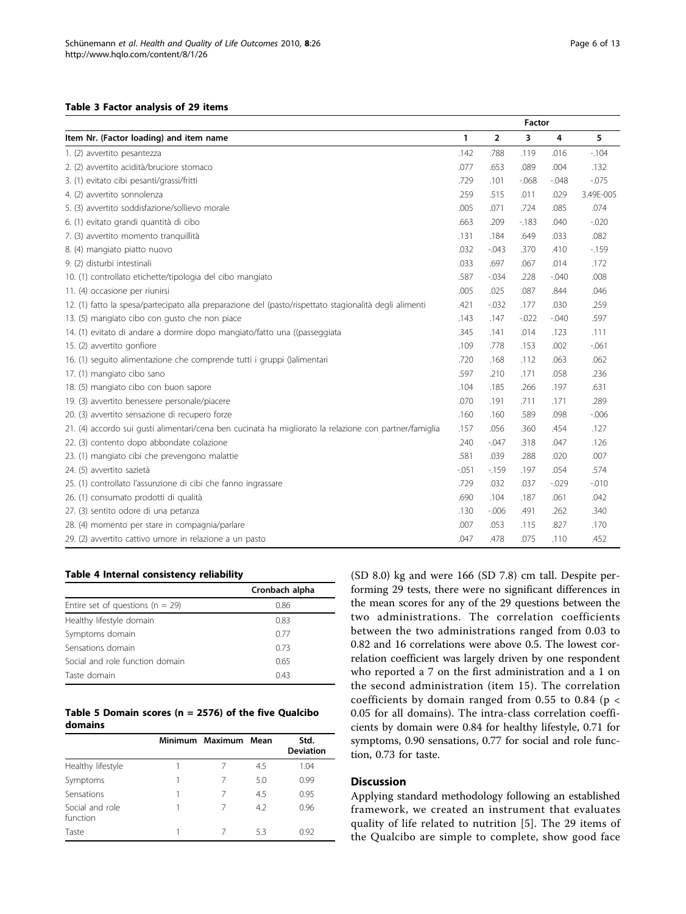**Table 3 Factor analysis of 29 items**

| Item Nr. (Factor loading) and item name | Factor | | | | |
|---|---|---|---|---|---|
| | 1 | 2 | 3 | 4 | 5 |
| 1. (2) avvertito pesantezza | .142 | .788 | .119 | .016 | -.104 |
| 2. (2) avvertito acidità/bruciore stomaco | .077 | .653 | .089 | .004 | .132 |
| 3. (1) evitato cibi pesanti/grassi/fritti | .729 | .101 | -.068 | -.048 | -.075 |
| 4. (2) avvertito sonnolenza | .259 | .515 | .011 | .029 | 3.49E-005 |
| 5. (3) avvertito soddisfazione/sollievo morale | .005 | .071 | .724 | .085 | .074 |
| 6. (1) evitato grandi quantità di cibo | .663 | .209 | -.183 | .040 | -.020 |
| 7. (3) avvertito momento tranquillità | .131 | .184 | .649 | .033 | .082 |
| 8. (4) mangiato piatto nuovo | .032 | -.043 | .370 | .410 | -.159 |
| 9. (2) disturbi intestinali | .033 | .697 | .067 | .014 | .172 |
| 10. (1) controllato etichette/tipologia del cibo mangiato | .587 | -.034 | .228 | -.040 | .008 |
| 11. (4) occasione per riunirsi | .005 | .025 | .087 | .844 | .046 |
| 12. (1) fatto la spesa/partecipato alla preparazione del (pasto/rispettato stagionalità degli alimenti | .421 | -.032 | .177 | .030 | .259 |
| 13. (5) mangiato cibo con gusto che non piace | .143 | .147 | -.022 | -.040 | .597 |
| 14. (1) evitato di andare a dormire dopo mangiato/fatto una ((passeggiata | .345 | .141 | .014 | .123 | .111 |
| 15. (2) avvertito gonfiore | .109 | .778 | .153 | .002 | -.061 |
| 16. (1) seguito alimentazione che comprende tutti i gruppi ()alimentari | .720 | .168 | .112 | .063 | .062 |
| 17. (1) mangiato cibo sano | .597 | .210 | .171 | .058 | .236 |
| 18. (5) mangiato cibo con buon sapore | .104 | .185 | .266 | .197 | .631 |
| 19. (3) avvertito benessere personale/piacere | .070 | .191 | .711 | .171 | .289 |
| 20. (3) avvertito sensazione di recupero forze | .160 | .160 | .589 | .098 | -.006 |
| 21. (4) accordo sui gusti alimentari/cena ben cucinata ha migliorato la relazione con partner/famiglia | .157 | .056 | .360 | .454 | .127 |
| 22. (3) contento dopo abbondate colazione | .240 | -.047 | .318 | .047 | .126 |
| 23. (1) mangiato cibi che prevengono malattie | .581 | .039 | .288 | .020 | .007 |
| 24. (5) avvertito sazietà | -.051 | -.159 | .197 | .054 | .574 |
| 25. (1) controllato l'assunzione di cibi che fanno ingrassare | .729 | .032 | .037 | -.029 | -.010 |
| 26. (1) consumato prodotti di qualità | .690 | .104 | .187 | .061 | .042 |
| 27. (3) sentito odore di una petanza | .130 | -.006 | .491 | .262 | .340 |
| 28. (4) momento per stare in compagnia/parlare | .007 | .053 | .115 | .827 | .170 |
| 29. (2) avvertito cattivo umore in relazione a un pasto | .047 | .478 | .075 | .110 | .452 |

**Table 4 Internal consistency reliability**

| | Cronbach alpha |
|---|---|
| Entire set of questions (n = 29) | 0.86 |
| Healthy lifestyle domain | 0.83 |
| Symptoms domain | 0.77 |
| Sensations domain | 0.73 |
| Social and role function domain | 0.65 |
| Taste domain | 0.43 |

**Table 5 Domain scores (n = 2576) of the five Qualcibo domains**

| | Minimum | Maximum | Mean | Std. Deviation |
|---|---|---|---|---|
| Healthy lifestyle | 1 | 7 | 4.5 | 1.04 |
| Symptoms | 1 | 7 | 5.0 | 0.99 |
| Sensations | 1 | 7 | 4.5 | 0.95 |
| Social and role function | 1 | 7 | 4.2 | 0.96 |
| Taste | 1 | 7 | 5.3 | 0.92 |

(SD 8.0) kg and were 166 (SD 7.8) cm tall. Despite performing 29 tests, there were no significant differences in the mean scores for any of the 29 questions between the two administrations. The correlation coefficients between the two administrations ranged from 0.03 to 0.82 and 16 correlations were above 0.5. The lowest correlation coefficient was largely driven by one respondent who reported a 7 on the first administration and a 1 on the second administration (item 15). The correlation coefficients by domain ranged from 0.55 to 0.84 ($p < 0.05$ for all domains). The intra-class correlation coefficients by domain were 0.84 for healthy lifestyle, 0.71 for symptoms, 0.90 sensations, 0.77 for social and role function, 0.73 for taste.

## Discussion

Applying standard methodology following an established framework, we created an instrument that evaluates quality of life related to nutrition [5]. The 29 items of the Qualcibo are simple to complete, show good face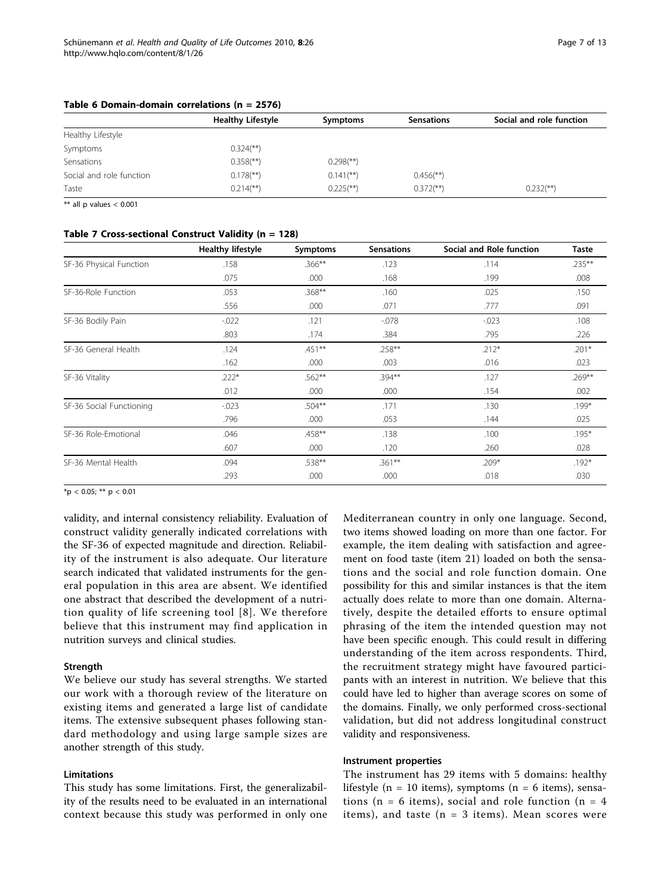**Table 6 Domain-domain correlations (n = 2576)**

| | Healthy Lifestyle | Symptoms | Sensations | Social and role function |
|---|---|---|---|---|
| Healthy Lifestyle | | | | |
| Symptoms | 0.324(**) | | | |
| Sensations | 0.358(**) | 0.298(**) | | |
| Social and role function | 0.178(**) | 0.141(**) | 0.456(**) | |
| Taste | 0.214(**) | 0.225(**) | 0.372(**) | 0.232(**) |

** all p values < 0.001

**Table 7 Cross-sectional Construct Validity (n = 128)**

| | Healthy lifestyle | Symptoms | Sensations | Social and Role function | Taste |
|---|---|---|---|---|---|
| SF-36 Physical Function | .158 | .366** | .123 | .114 | .235** |
| | .075 | .000 | .168 | .199 | .008 |
| SF-36-Role Function | .053 | .368** | .160 | .025 | .150 |
| | .556 | .000 | .071 | .777 | .091 |
| SF-36 Bodily Pain | -.022 | .121 | -.078 | -.023 | .108 |
| | .803 | .174 | .384 | .795 | .226 |
| SF-36 General Health | .124 | .451** | .258** | .212* | .201* |
| | .162 | .000 | .003 | .016 | .023 |
| SF-36 Vitality | .222* | .562** | .394** | .127 | .269** |
| | .012 | .000 | .000 | .154 | .002 |
| SF-36 Social Functioning | -.023 | .504** | .171 | .130 | .199* |
| | .796 | .000 | .053 | .144 | .025 |
| SF-36 Role-Emotional | .046 | .458** | .138 | .100 | .195* |
| | .607 | .000 | .120 | .260 | .028 |
| SF-36 Mental Health | .094 | .538** | .361** | .209* | .192* |
| | .293 | .000 | .000 | .018 | .030 |

*p < 0.05; ** p < 0.01

validity, and internal consistency reliability. Evaluation of construct validity generally indicated correlations with the SF-36 of expected magnitude and direction. Reliability of the instrument is also adequate. Our literature search indicated that validated instruments for the general population in this area are absent. We identified one abstract that described the development of a nutrition quality of life screening tool [8]. We therefore believe that this instrument may find application in nutrition surveys and clinical studies.

### Strength

We believe our study has several strengths. We started our work with a thorough review of the literature on existing items and generated a large list of candidate items. The extensive subsequent phases following standard methodology and using large sample sizes are another strength of this study.

### Limitations

This study has some limitations. First, the generalizability of the results need to be evaluated in an international context because this study was performed in only one Mediterranean country in only one language. Second, two items showed loading on more than one factor. For example, the item dealing with satisfaction and agreement on food taste (item 21) loaded on both the sensations and the social and role function domain. One possibility for this and similar instances is that the item actually does relate to more than one domain. Alternatively, despite the detailed efforts to ensure optimal phrasing of the item the intended question may not have been specific enough. This could result in differing understanding of the item across respondents. Third, the recruitment strategy might have favoured participants with an interest in nutrition. We believe that this could have led to higher than average scores on some of the domains. Finally, we only performed cross-sectional validation, but did not address longitudinal construct validity and responsiveness.

### Instrument properties

The instrument has 29 items with 5 domains: healthy lifestyle (n = 10 items), symptoms (n = 6 items), sensations (n = 6 items), social and role function (n = 4 items), and taste (n = 3 items). Mean scores were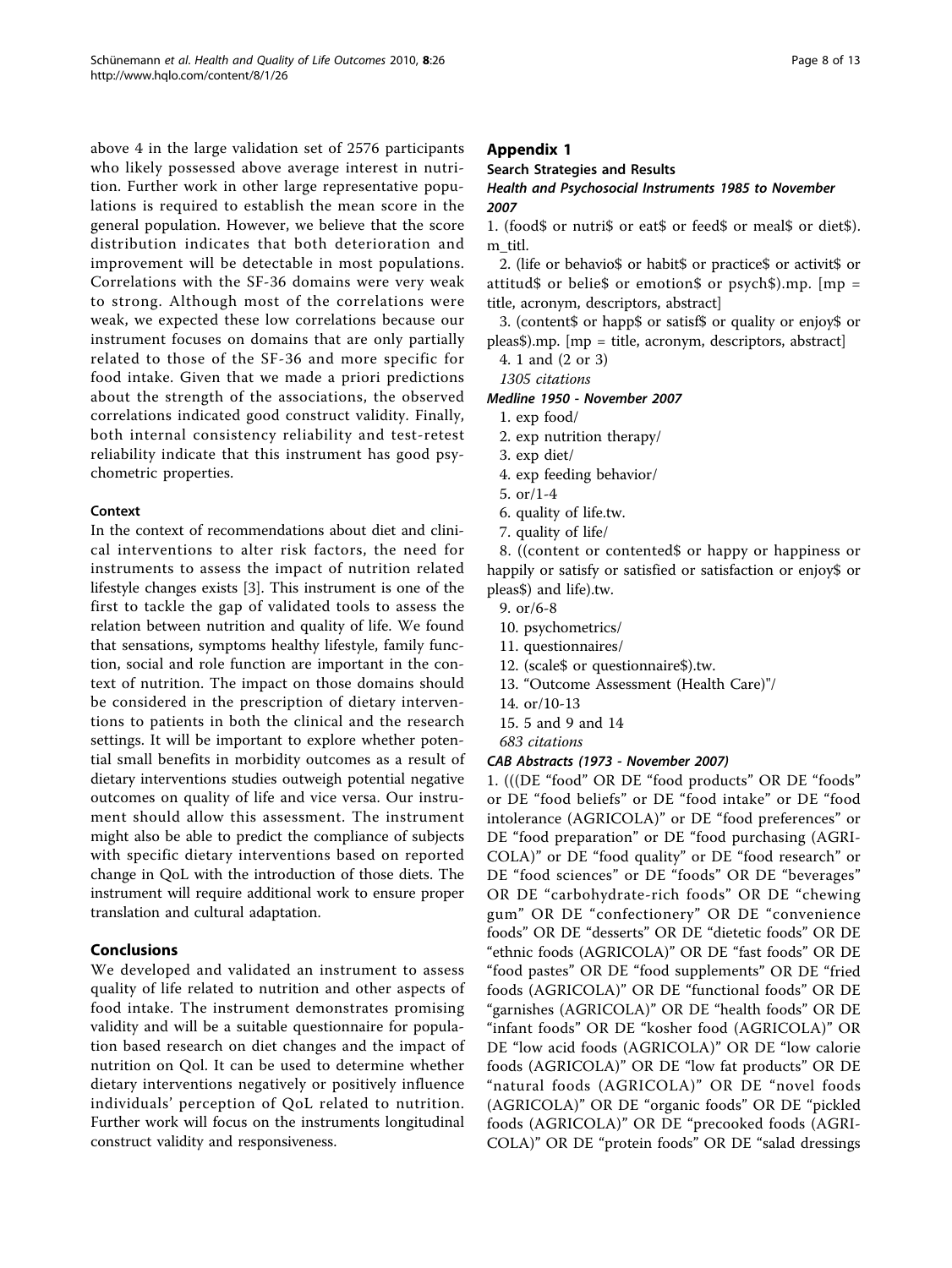above 4 in the large validation set of 2576 participants who likely possessed above average interest in nutrition. Further work in other large representative populations is required to establish the mean score in the general population. However, we believe that the score distribution indicates that both deterioration and improvement will be detectable in most populations. Correlations with the SF-36 domains were very weak to strong. Although most of the correlations were weak, we expected these low correlations because our instrument focuses on domains that are only partially related to those of the SF-36 and more specific for food intake. Given that we made a priori predictions about the strength of the associations, the observed correlations indicated good construct validity. Finally, both internal consistency reliability and test-retest reliability indicate that this instrument has good psychometric properties.

#### Context

In the context of recommendations about diet and clinical interventions to alter risk factors, the need for instruments to assess the impact of nutrition related lifestyle changes exists [3]. This instrument is one of the first to tackle the gap of validated tools to assess the relation between nutrition and quality of life. We found that sensations, symptoms healthy lifestyle, family function, social and role function are important in the context of nutrition. The impact on those domains should be considered in the prescription of dietary interventions to patients in both the clinical and the research settings. It will be important to explore whether potential small benefits in morbidity outcomes as a result of dietary interventions studies outweigh potential negative outcomes on quality of life and vice versa. Our instrument should allow this assessment. The instrument might also be able to predict the compliance of subjects with specific dietary interventions based on reported change in QoL with the introduction of those diets. The instrument will require additional work to ensure proper translation and cultural adaptation.

## Conclusions

We developed and validated an instrument to assess quality of life related to nutrition and other aspects of food intake. The instrument demonstrates promising validity and will be a suitable questionnaire for population based research on diet changes and the impact of nutrition on Qol. It can be used to determine whether dietary interventions negatively or positively influence individuals' perception of QoL related to nutrition. Further work will focus on the instruments longitudinal construct validity and responsiveness.

## Appendix 1

### Search Strategies and Results

#### *Health and Psychosocial Instruments 1985 to November 2007*

1. (food$ or nutri$ or eat$ or feed$ or meal$ or diet$).m_titl.
2. (life or behavio$ or habit$ or practice$ or activit$ or attitud$ or belie$ or emotion$ or psych$).mp. [mp = title, acronym, descriptors, abstract]
3. (content$ or happ$ or satisf$ or quality or enjoy$ or pleas$).mp. [mp = title, acronym, descriptors, abstract]
4. 1 and (2 or 3)

*1305 citations*

#### *Medline 1950 - November 2007*

1. exp food/
2. exp nutrition therapy/
3. exp diet/
4. exp feeding behavior/
5. or/1-4
6. quality of life.tw.
7. quality of life/
8. ((content or contented$ or happy or happiness or happily or satisfy or satisfied or satisfaction or enjoy$ or pleas$) and life).tw.
9. or/6-8
10. psychometrics/
11. questionnaires/
12. (scale$ or questionnaire$).tw.
13. "Outcome Assessment (Health Care)"/
14. or/10-13
15. 5 and 9 and 14

*683 citations*

#### *CAB Abstracts (1973 - November 2007)*

1. (((DE "food" OR DE "food products" OR DE "foods" or DE "food beliefs" or DE "food intake" or DE "food intolerance (AGRICOLA)" or DE "food preferences" or DE "food preparation" or DE "food purchasing (AGRICOLA)" or DE "food quality" or DE "food research" or DE "food sciences" or DE "foods" OR DE "beverages" OR DE "carbohydrate-rich foods" OR DE "chewing gum" OR DE "confectionery" OR DE "convenience foods" OR DE "desserts" OR DE "dietetic foods" OR DE "ethnic foods (AGRICOLA)" OR DE "fast foods" OR DE "food pastes" OR DE "food supplements" OR DE "fried foods (AGRICOLA)" OR DE "functional foods" OR DE "garnishes (AGRICOLA)" OR DE "health foods" OR DE "infant foods" OR DE "kosher food (AGRICOLA)" OR DE "low acid foods (AGRICOLA)" OR DE "low calorie foods (AGRICOLA)" OR DE "low fat products" OR DE "natural foods (AGRICOLA)" OR DE "novel foods (AGRICOLA)" OR DE "organic foods" OR DE "pickled foods (AGRICOLA)" OR DE "precooked foods (AGRICOLA)" OR DE "protein foods" OR DE "salad dressings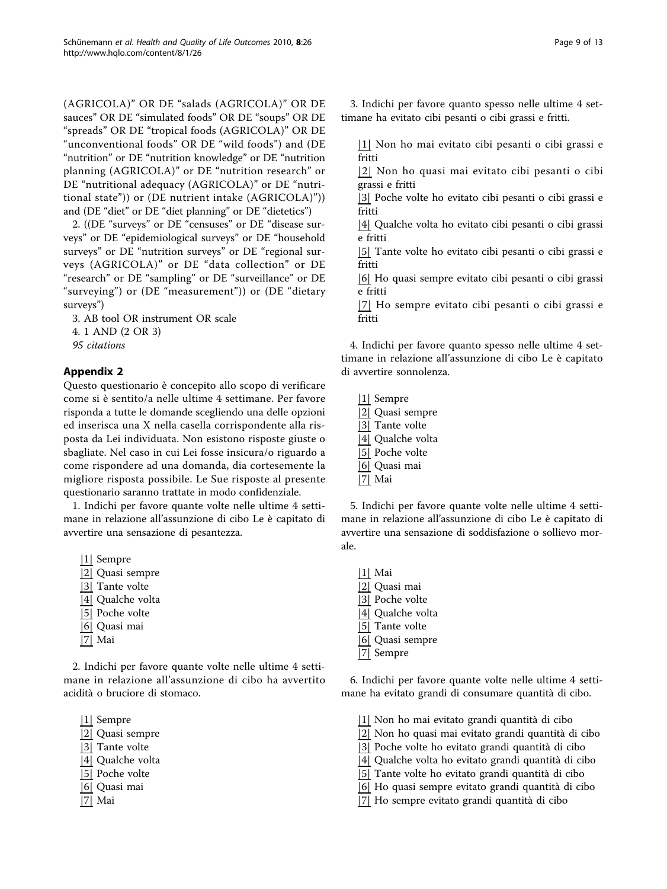(AGRICOLA)" OR DE "salads (AGRICOLA)" OR DE sauces" OR DE "simulated foods" OR DE "soups" OR DE "spreads" OR DE "tropical foods (AGRICOLA)" OR DE "unconventional foods" OR DE "wild foods") and (DE "nutrition" or DE "nutrition knowledge" or DE "nutrition planning (AGRICOLA)" or DE "nutrition research" or DE "nutritional adequacy (AGRICOLA)" or DE "nutritional state")) or (DE nutrient intake (AGRICOLA)")) and (DE "diet" or DE "diet planning" or DE "dietetics")

2. ((DE "surveys" or DE "censuses" or DE "disease surveys" or DE "epidemiological surveys" or DE "household surveys" or DE "nutrition surveys" or DE "regional surveys (AGRICOLA)" or DE "data collection" or DE "research" or DE "sampling" or DE "surveillance" or DE "surveying") or (DE "measurement")) or (DE "dietary surveys")

3. AB tool OR instrument OR scale

4. 1 AND (2 OR 3)

*95 citations*

## Appendix 2

Questo questionario è concepito allo scopo di verificare come si è sentito/a nelle ultime 4 settimane. Per favore risponda a tutte le domande scegliendo una delle opzioni ed inserisca una X nella casella corrispondente alla risposta da Lei individuata. Non esistono risposte giuste o sbagliate. Nel caso in cui Lei fosse insicura/o riguardo a come rispondere ad una domanda, dia cortesemente la migliore risposta possibile. Le Sue risposte al presente questionario saranno trattate in modo confidenziale.

1. Indichi per favore quante volte nelle ultime 4 settimane in relazione all'assunzione di cibo Le è capitato di avvertire una sensazione di pesantezza.

|1| Sempre
|2| Quasi sempre
|3| Tante volte
|4| Qualche volta
|5| Poche volte
|6| Quasi mai
|7| Mai

2. Indichi per favore quante volte nelle ultime 4 settimane in relazione all'assunzione di cibo ha avvertito acidità o bruciore di stomaco.

|1| Sempre
|2| Quasi sempre
|3| Tante volte
|4| Qualche volta
|5| Poche volte
|6| Quasi mai
|7| Mai

3. Indichi per favore quanto spesso nelle ultime 4 settimane ha evitato cibi pesanti o cibi grassi e fritti.

|1| Non ho mai evitato cibi pesanti o cibi grassi e fritti
|2| Non ho quasi mai evitato cibi pesanti o cibi grassi e fritti
|3| Poche volte ho evitato cibi pesanti o cibi grassi e fritti
|4| Qualche volta ho evitato cibi pesanti o cibi grassi e fritti
|5| Tante volte ho evitato cibi pesanti o cibi grassi e fritti
|6| Ho quasi sempre evitato cibi pesanti o cibi grassi e fritti
|7| Ho sempre evitato cibi pesanti o cibi grassi e fritti

4. Indichi per favore quanto spesso nelle ultime 4 settimane in relazione all'assunzione di cibo Le è capitato di avvertire sonnolenza.

|1| Sempre
|2| Quasi sempre
|3| Tante volte
|4| Qualche volta
|5| Poche volte
|6| Quasi mai
|7| Mai

5. Indichi per favore quante volte nelle ultime 4 settimane in relazione all'assunzione di cibo Le è capitato di avvertire una sensazione di soddisfazione o sollievo morale.

|1| Mai
|2| Quasi mai
|3| Poche volte
|4| Qualche volta
|5| Tante volte
|6| Quasi sempre
|7| Sempre

6. Indichi per favore quante volte nelle ultime 4 settimane ha evitato grandi di consumare quantità di cibo.

|1| Non ho mai evitato grandi quantità di cibo
|2| Non ho quasi mai evitato grandi quantità di cibo
|3| Poche volte ho evitato grandi quantità di cibo
|4| Qualche volta ho evitato grandi quantità di cibo
|5| Tante volte ho evitato grandi quantità di cibo
|6| Ho quasi sempre evitato grandi quantità di cibo
|7| Ho sempre evitato grandi quantità di cibo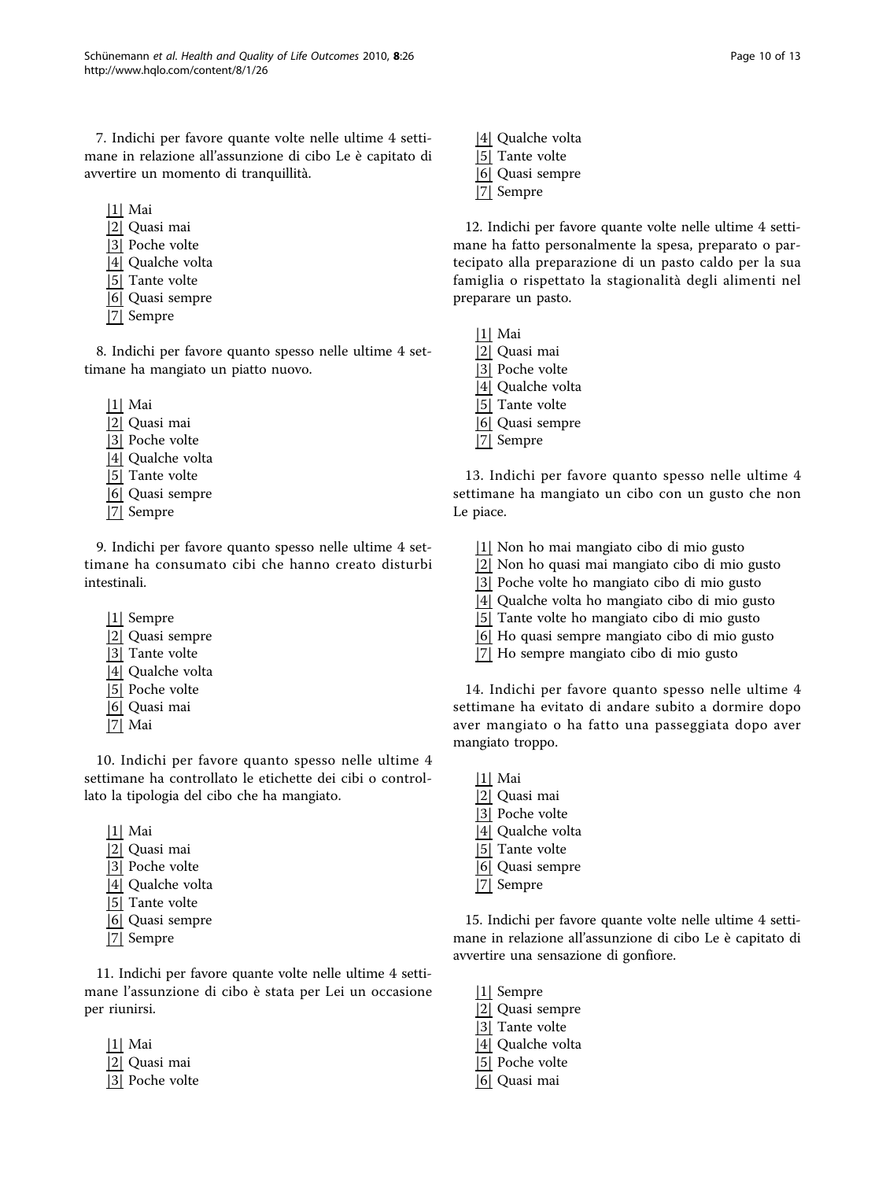7. Indichi per favore quante volte nelle ultime 4 settimane in relazione all'assunzione di cibo Le è capitato di avvertire un momento di tranquillità.

|1| Mai
|2| Quasi mai
|3| Poche volte
|4| Qualche volta
|5| Tante volte
|6| Quasi sempre
|7| Sempre

8. Indichi per favore quanto spesso nelle ultime 4 settimane ha mangiato un piatto nuovo.

|1| Mai
|2| Quasi mai
|3| Poche volte
|4| Qualche volta
|5| Tante volte
|6| Quasi sempre
|7| Sempre

9. Indichi per favore quanto spesso nelle ultime 4 settimane ha consumato cibi che hanno creato disturbi intestinali.

|1| Sempre
|2| Quasi sempre
|3| Tante volte
|4| Qualche volta
|5| Poche volte
|6| Quasi mai
|7| Mai

10. Indichi per favore quanto spesso nelle ultime 4 settimane ha controllato le etichette dei cibi o controllato la tipologia del cibo che ha mangiato.

|1| Mai
|2| Quasi mai
|3| Poche volte
|4| Qualche volta
|5| Tante volte
|6| Quasi sempre
|7| Sempre

11. Indichi per favore quante volte nelle ultime 4 settimane l'assunzione di cibo è stata per Lei un occasione per riunirsi.

|1| Mai
|2| Quasi mai
|3| Poche volte
|4| Qualche volta
|5| Tante volte
|6| Quasi sempre
|7| Sempre

12. Indichi per favore quante volte nelle ultime 4 settimane ha fatto personalmente la spesa, preparato o partecipato alla preparazione di un pasto caldo per la sua famiglia o rispettato la stagionalità degli alimenti nel preparare un pasto.

|1| Mai
|2| Quasi mai
|3| Poche volte
|4| Qualche volta
|5| Tante volte
|6| Quasi sempre
|7| Sempre

13. Indichi per favore quanto spesso nelle ultime 4 settimane ha mangiato un cibo con un gusto che non Le piace.

|1| Non ho mai mangiato cibo di mio gusto
|2| Non ho quasi mai mangiato cibo di mio gusto
|3| Poche volte ho mangiato cibo di mio gusto
|4| Qualche volta ho mangiato cibo di mio gusto
|5| Tante volte ho mangiato cibo di mio gusto
|6| Ho quasi sempre mangiato cibo di mio gusto
|7| Ho sempre mangiato cibo di mio gusto

14. Indichi per favore quanto spesso nelle ultime 4 settimane ha evitato di andare subito a dormire dopo aver mangiato o ha fatto una passeggiata dopo aver mangiato troppo.

|1| Mai
|2| Quasi mai
|3| Poche volte
|4| Qualche volta
|5| Tante volte
|6| Quasi sempre
|7| Sempre

15. Indichi per favore quante volte nelle ultime 4 settimane in relazione all'assunzione di cibo Le è capitato di avvertire una sensazione di gonfiore.

|1| Sempre
|2| Quasi sempre
|3| Tante volte
|4| Qualche volta
|5| Poche volte
|6| Quasi mai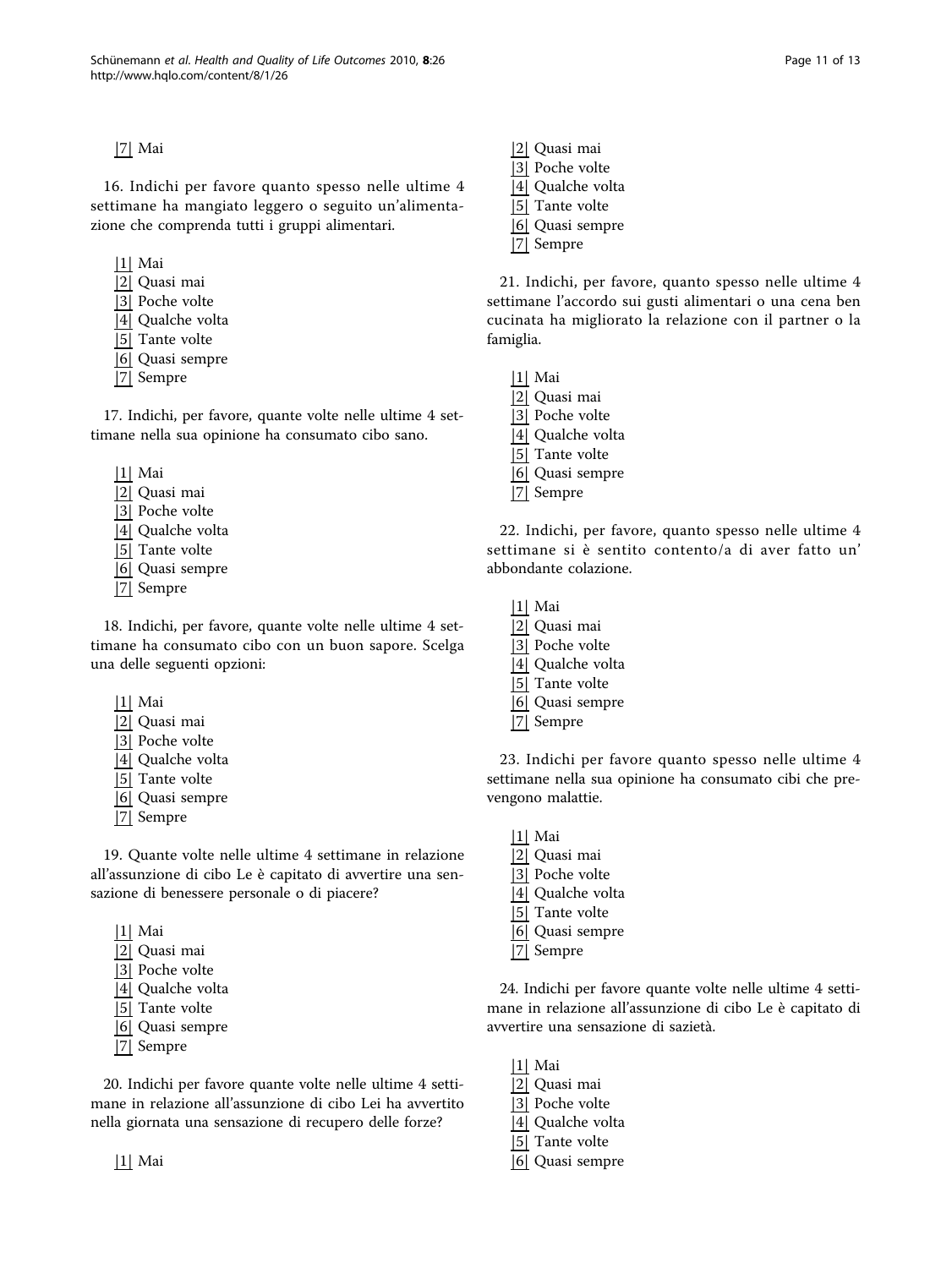|7| Mai

16. Indichi per favore quanto spesso nelle ultime 4 settimane ha mangiato leggero o seguito un'alimentazione che comprenda tutti i gruppi alimentari.

|1| Mai
|2| Quasi mai
|3| Poche volte
|4| Qualche volta
|5| Tante volte
|6| Quasi sempre
|7| Sempre

17. Indichi, per favore, quante volte nelle ultime 4 settimane nella sua opinione ha consumato cibo sano.

|1| Mai
|2| Quasi mai
|3| Poche volte
|4| Qualche volta
|5| Tante volte
|6| Quasi sempre
|7| Sempre

18. Indichi, per favore, quante volte nelle ultime 4 settimane ha consumato cibo con un buon sapore. Scelga una delle seguenti opzioni:

|1| Mai
|2| Quasi mai
|3| Poche volte
|4| Qualche volta
|5| Tante volte
|6| Quasi sempre
|7| Sempre

19. Quante volte nelle ultime 4 settimane in relazione all'assunzione di cibo Le è capitato di avvertire una sensazione di benessere personale o di piacere?

|1| Mai
|2| Quasi mai
|3| Poche volte
|4| Qualche volta
|5| Tante volte
|6| Quasi sempre
|7| Sempre

20. Indichi per favore quante volte nelle ultime 4 settimane in relazione all'assunzione di cibo Lei ha avvertito nella giornata una sensazione di recupero delle forze?

|1| Mai
|2| Quasi mai
|3| Poche volte
|4| Qualche volta
|5| Tante volte
|6| Quasi sempre
|7| Sempre

21. Indichi, per favore, quanto spesso nelle ultime 4 settimane l'accordo sui gusti alimentari o una cena ben cucinata ha migliorato la relazione con il partner o la famiglia.

|1| Mai
|2| Quasi mai
|3| Poche volte
|4| Qualche volta
|5| Tante volte
|6| Quasi sempre
|7| Sempre

22. Indichi, per favore, quanto spesso nelle ultime 4 settimane si è sentito contento/a di aver fatto un' abbondante colazione.

|1| Mai
|2| Quasi mai
|3| Poche volte
|4| Qualche volta
|5| Tante volte
|6| Quasi sempre
|7| Sempre

23. Indichi per favore quanto spesso nelle ultime 4 settimane nella sua opinione ha consumato cibi che prevengono malattie.

|1| Mai
|2| Quasi mai
|3| Poche volte
|4| Qualche volta
|5| Tante volte
|6| Quasi sempre
|7| Sempre

24. Indichi per favore quante volte nelle ultime 4 settimane in relazione all'assunzione di cibo Le è capitato di avvertire una sensazione di sazietà.

|1| Mai
|2| Quasi mai
|3| Poche volte
|4| Qualche volta
|5| Tante volte
|6| Quasi sempre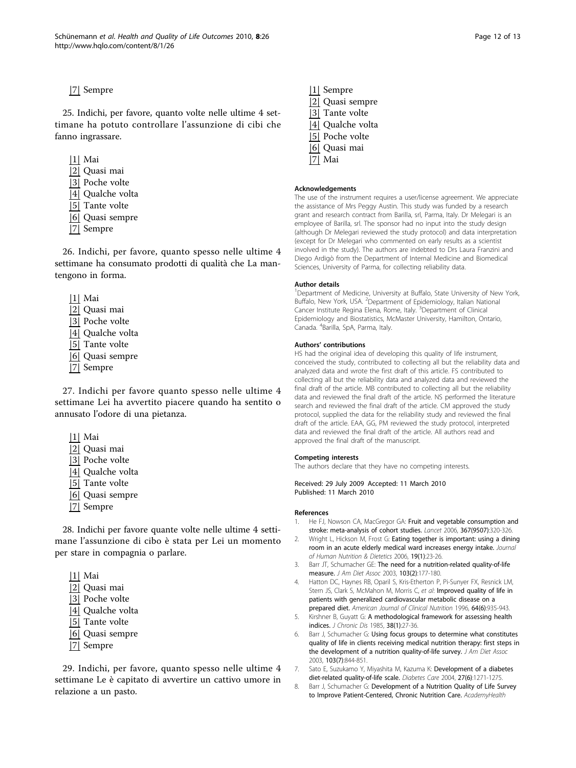|7| Sempre

25. Indichi, per favore, quanto volte nelle ultime 4 settimane ha potuto controllare l'assunzione di cibi che fanno ingrassare.

|1| Mai
|2| Quasi mai
|3| Poche volte
|4| Qualche volta
|5| Tante volte
|6| Quasi sempre
|7| Sempre

26. Indichi, per favore, quanto spesso nelle ultime 4 settimane ha consumato prodotti di qualità che La mantengono in forma.

|1| Mai
|2| Quasi mai
|3| Poche volte
|4| Qualche volta
|5| Tante volte
|6| Quasi sempre
|7| Sempre

27. Indichi per favore quanto spesso nelle ultime 4 settimane Lei ha avvertito piacere quando ha sentito o annusato l'odore di una pietanza.

|1| Mai
|2| Quasi mai
|3| Poche volte
|4| Qualche volta
|5| Tante volte
|6| Quasi sempre
|7| Sempre

28. Indichi per favore quante volte nelle ultime 4 settimane l'assunzione di cibo è stata per Lei un momento per stare in compagnia o parlare.

|1| Mai
|2| Quasi mai
|3| Poche volte
|4| Qualche volta
|5| Tante volte
|6| Quasi sempre
|7| Sempre

29. Indichi, per favore, quanto spesso nelle ultime 4 settimane Le è capitato di avvertire un cattivo umore in relazione a un pasto.

|1| Sempre
|2| Quasi sempre
|3| Tante volte
|4| Qualche volta
|5| Poche volte
|6| Quasi mai
|7| Mai

#### Acknowledgements

The use of the instrument requires a user/license agreement. We appreciate the assistance of Mrs Peggy Austin. This study was funded by a research grant and research contract from Barilla, srl, Parma, Italy. Dr Melegari is an employee of Barilla, srl. The sponsor had no input into the study design (although Dr Melegari reviewed the study protocol) and data interpretation (except for Dr Melegari who commented on early results as a scientist involved in the study). The authors are indebted to Drs Laura Franzini and Diego Ardigò from the Department of Internal Medicine and Biomedical Sciences, University of Parma, for collecting reliability data.

#### Author details

[1]Department of Medicine, University at Buffalo, State University of New York, Buffalo, New York, USA. [2]Department of Epidemiology, Italian National Cancer Institute Regina Elena, Rome, Italy. [3]Department of Clinical Epidemiology and Biostatistics, McMaster University, Hamilton, Ontario, Canada. [4]Barilla, SpA, Parma, Italy.

#### Authors' contributions

HS had the original idea of developing this quality of life instrument, conceived the study, contributed to collecting all but the reliability data and analyzed data and wrote the first draft of this article. FS contributed to collecting all but the reliability data and analyzed data and reviewed the final draft of the article. MB contributed to collecting all but the reliability data and reviewed the final draft of the article. NS performed the literature search and reviewed the final draft of the article. CM approved the study protocol, supplied the data for the reliability study and reviewed the final draft of the article. EAA, GG, PM reviewed the study protocol, interpreted data and reviewed the final draft of the article. All authors read and approved the final draft of the manuscript.

#### Competing interests

The authors declare that they have no competing interests.

Received: 29 July 2009 Accepted: 11 March 2010
Published: 11 March 2010

#### References

1. He FJ, Nowson CA, MacGregor GA: **Fruit and vegetable consumption and stroke: meta-analysis of cohort studies.** *Lancet* 2006, **367(9507)**:320-326.
2. Wright L, Hickson M, Frost G: **Eating together is important: using a dining room in an acute elderly medical ward increases energy intake.** *Journal of Human Nutrition & Dietetics* 2006, **19(1)**:23-26.
3. Barr JT, Schumacher GE: **The need for a nutrition-related quality-of-life measure.** *J Am Diet Assoc* 2003, **103(2)**:177-180.
4. Hatton DC, Haynes RB, Oparil S, Kris-Etherton P, Pi-Sunyer FX, Resnick LM, Stern JS, Clark S, McMahon M, Morris C, *et al*: **Improved quality of life in patients with generalized cardiovascular metabolic disease on a prepared diet.** *American Journal of Clinical Nutrition* 1996, **64(6)**:935-943.
5. Kirshner B, Guyatt G: **A methodological framework for assessing health indices.** *J Chronic Dis* 1985, **38(1)**:27-36.
6. Barr J, Schumacher G: **Using focus groups to determine what constitutes quality of life in clients receiving medical nutrition therapy: first steps in the development of a nutrition quality-of-life survey.** *J Am Diet Assoc* 2003, **103(7)**:844-851.
7. Sato E, Suzukamo Y, Miyashita M, Kazuma K: **Development of a diabetes diet-related quality-of-life scale.** *Diabetes Care* 2004, **27(6)**:1271-1275.
8. Barr J, Schumacher G: **Development of a Nutrition Quality of Life Survey to Improve Patient-Centered, Chronic Nutrition Care.** *AcademyHealth*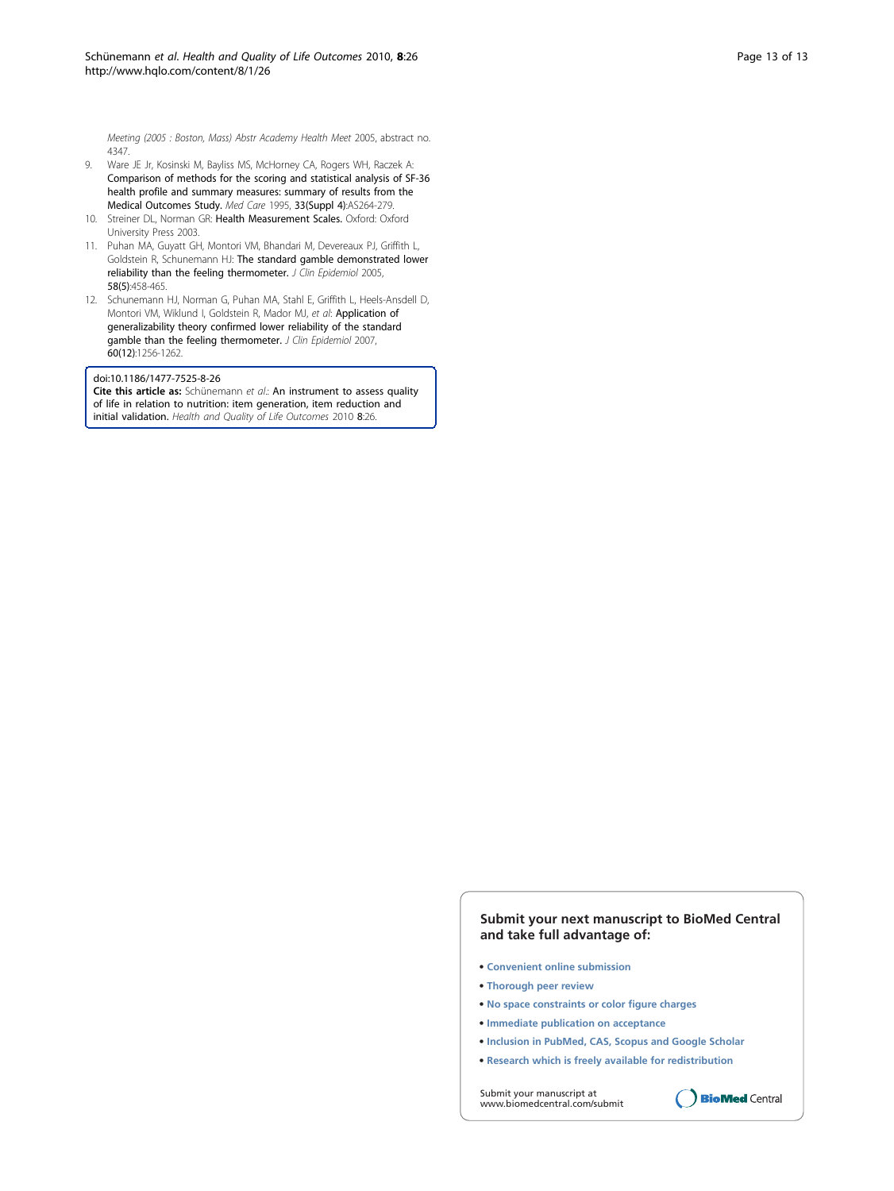Meeting (2005 : Boston, Mass) Abstr Academy Health Meet 2005, abstract no. 4347.

9. Ware JE Jr, Kosinski M, Bayliss MS, McHorney CA, Rogers WH, Raczek A: **Comparison of methods for the scoring and statistical analysis of SF-36 health profile and summary measures: summary of results from the Medical Outcomes Study.** *Med Care* 1995, **33(Suppl 4)**:AS264-279.
10. Streiner DL, Norman GR: **Health Measurement Scales.** Oxford: Oxford University Press 2003.
11. Puhan MA, Guyatt GH, Montori VM, Bhandari M, Devereaux PJ, Griffith L, Goldstein R, Schunemann HJ: **The standard gamble demonstrated lower reliability than the feeling thermometer.** *J Clin Epidemiol* 2005, **58(5)**:458-465.
12. Schunemann HJ, Norman G, Puhan MA, Stahl E, Griffith L, Heels-Ansdell D, Montori VM, Wiklund I, Goldstein R, Mador MJ, *et al*: **Application of generalizability theory confirmed lower reliability of the standard gamble than the feeling thermometer.** *J Clin Epidemiol* 2007, **60(12)**:1256-1262.

doi:10.1186/1477-7525-8-26

**Cite this article as:** Schünemann *et al.*: An instrument to assess quality of life in relation to nutrition: item generation, item reduction and initial validation. *Health and Quality of Life Outcomes* 2010 **8**:26.

**Submit your next manuscript to BioMed Central and take full advantage of:**

- **Convenient online submission**
- **Thorough peer review**
- **No space constraints or color figure charges**
- **Immediate publication on acceptance**
- **Inclusion in PubMed, CAS, Scopus and Google Scholar**
- **Research which is freely available for redistribution**

Submit your manuscript at
www.biomedcentral.com/submit

BioMed Central